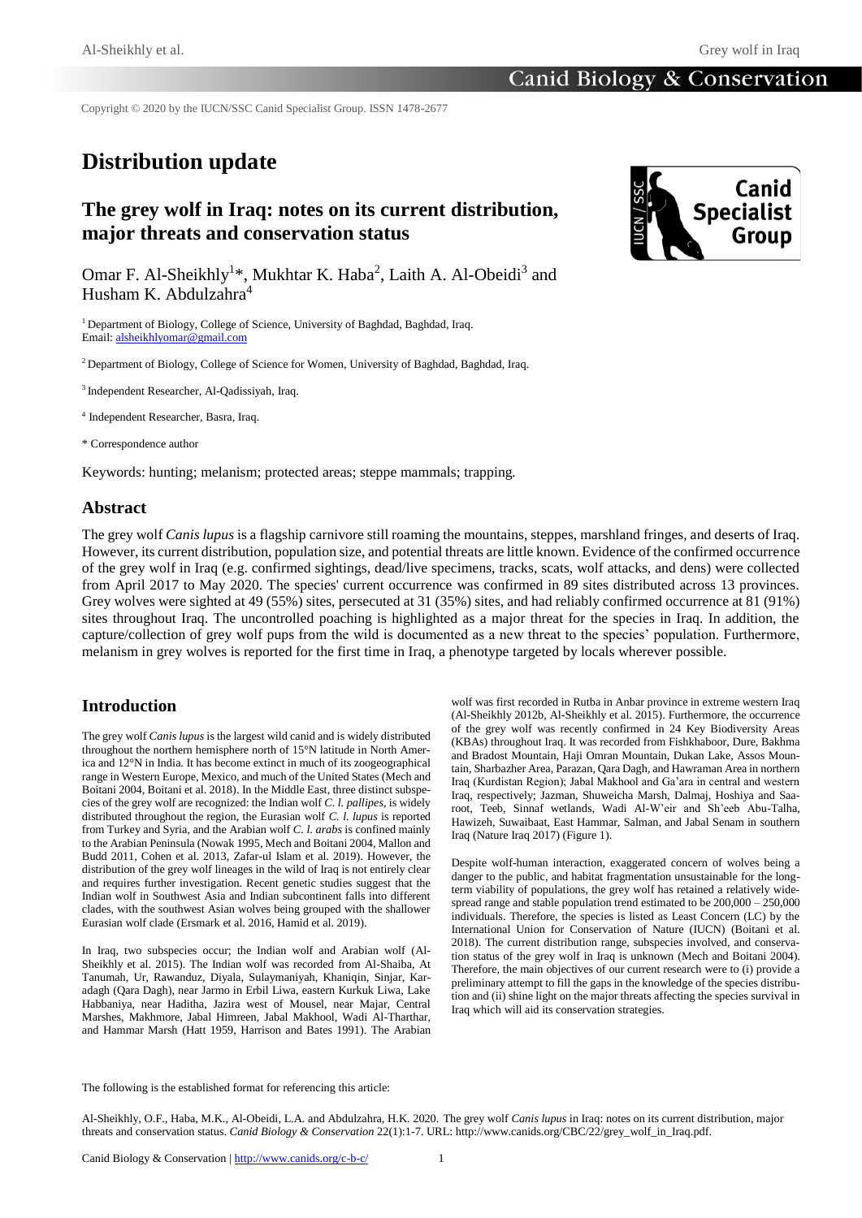Copyright © 2020 by the IUCN/SSC Canid Specialist Group. ISSN 1478-2677

# Distribution update

## The grey wolf in Iraq: notes on its current distribution, major threats and conservation status

Omar F. Al-Sheikhly[1]*, Mukhtar K. Haba[2], Laith A. Al-Obeidi[3] and Husham K. Abdulzahra[4]

[1] Department of Biology, College of Science, University of Baghdad, Baghdad, Iraq. Email: alsheikhlyomar@gmail.com

[2] Department of Biology, College of Science for Women, University of Baghdad, Baghdad, Iraq.

[3] Independent Researcher, Al-Qadissiyah, Iraq.

[4] Independent Researcher, Basra, Iraq.

\* Correspondence author

Keywords: hunting; melanism; protected areas; steppe mammals; trapping.

## Abstract

The grey wolf *Canis lupus* is a flagship carnivore still roaming the mountains, steppes, marshland fringes, and deserts of Iraq. However, its current distribution, population size, and potential threats are little known. Evidence of the confirmed occurrence of the grey wolf in Iraq (e.g. confirmed sightings, dead/live specimens, tracks, scats, wolf attacks, and dens) were collected from April 2017 to May 2020. The species' current occurrence was confirmed in 89 sites distributed across 13 provinces. Grey wolves were sighted at 49 (55%) sites, persecuted at 31 (35%) sites, and had reliably confirmed occurrence at 81 (91%) sites throughout Iraq. The uncontrolled poaching is highlighted as a major threat for the species in Iraq. In addition, the capture/collection of grey wolf pups from the wild is documented as a new threat to the species' population. Furthermore, melanism in grey wolves is reported for the first time in Iraq, a phenotype targeted by locals wherever possible.

## Introduction

The grey wolf *Canis lupus* is the largest wild canid and is widely distributed throughout the northern hemisphere north of 15°N latitude in North America and 12°N in India. It has become extinct in much of its zoogeographical range in Western Europe, Mexico, and much of the United States (Mech and Boitani 2004, Boitani et al. 2018). In the Middle East, three distinct subspecies of the grey wolf are recognized: the Indian wolf *C. l. pallipes*, is widely distributed throughout the region, the Eurasian wolf *C. l. lupus* is reported from Turkey and Syria, and the Arabian wolf *C. l. arabs* is confined mainly to the Arabian Peninsula (Nowak 1995, Mech and Boitani 2004, Mallon and Budd 2011, Cohen et al. 2013, Zafar-ul Islam et al. 2019). However, the distribution of the grey wolf lineages in the wild of Iraq is not entirely clear and requires further investigation. Recent genetic studies suggest that the Indian wolf in Southwest Asia and Indian subcontinent falls into different clades, with the southwest Asian wolves being grouped with the shallower Eurasian wolf clade (Ersmark et al. 2016, Hamid et al. 2019).

In Iraq, two subspecies occur; the Indian wolf and Arabian wolf (Al-Sheikhly et al. 2015). The Indian wolf was recorded from Al-Shaiba, At Tanumah, Ur, Rawanduz, Diyala, Sulaymaniyah, Khaniqin, Sinjar, Karadagh (Qara Dagh), near Jarmo in Erbil Liwa, eastern Kurkuk Liwa, Lake Habbaniya, near Haditha, Jazira west of Mousel, near Majar, Central Marshes, Makhmore, Jabal Himreen, Jabal Makhool, Wadi Al-Tharthar, and Hammar Marsh (Hatt 1959, Harrison and Bates 1991). The Arabian wolf was first recorded in Rutba in Anbar province in extreme western Iraq (Al-Sheikhly 2012b, Al-Sheikhly et al. 2015). Furthermore, the occurrence of the grey wolf was recently confirmed in 24 Key Biodiversity Areas (KBAs) throughout Iraq. It was recorded from Fishkhaboor, Dure, Bakhma and Bradost Mountain, Haji Omran Mountain, Dukan Lake, Assos Mountain, Sharbazher Area, Parazan, Qara Dagh, and Hawraman Area in northern Iraq (Kurdistan Region); Jabal Makhool and Ga'ara in central and western Iraq, respectively; Jazman, Shuweicha Marsh, Dalmaj, Hoshiya and Saaroot, Teeb, Sinnaf wetlands, Wadi Al-W'eir and Sh'eeb Abu-Talha, Hawizeh, Suwaibaat, East Hammar, Salman, and Jabal Senam in southern Iraq (Nature Iraq 2017) (Figure 1).

Despite wolf-human interaction, exaggerated concern of wolves being a danger to the public, and habitat fragmentation unsustainable for the long-term viability of populations, the grey wolf has retained a relatively widespread range and stable population trend estimated to be 200,000 – 250,000 individuals. Therefore, the species is listed as Least Concern (LC) by the International Union for Conservation of Nature (IUCN) (Boitani et al. 2018). The current distribution range, subspecies involved, and conservation status of the grey wolf in Iraq is unknown (Mech and Boitani 2004). Therefore, the main objectives of our current research were to (i) provide a preliminary attempt to fill the gaps in the knowledge of the species distribution and (ii) shine light on the major threats affecting the species survival in Iraq which will aid its conservation strategies.

The following is the established format for referencing this article:

Al-Sheikhly, O.F., Haba, M.K., Al-Obeidi, L.A. and Abdulzahra, H.K. 2020. The grey wolf *Canis lupus* in Iraq: notes on its current distribution, major threats and conservation status. *Canid Biology & Conservation* 22(1):1-7. URL: http://www.canids.org/CBC/22/grey_wolf_in_Iraq.pdf.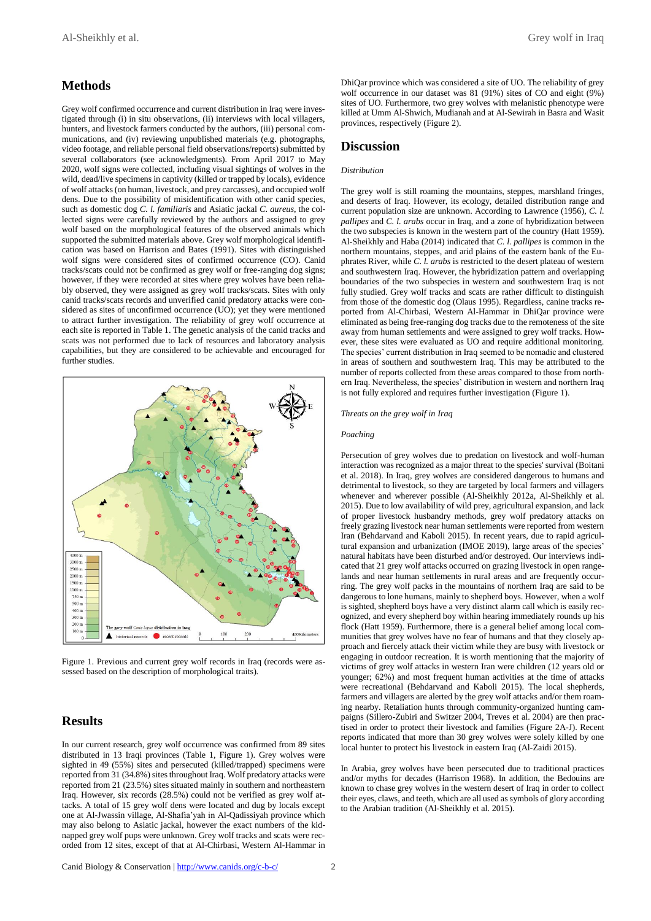## Methods

Grey wolf confirmed occurrence and current distribution in Iraq were investigated through (i) in situ observations, (ii) interviews with local villagers, hunters, and livestock farmers conducted by the authors, (iii) personal communications, and (iv) reviewing unpublished materials (e.g. photographs, video footage, and reliable personal field observations/reports) submitted by several collaborators (see acknowledgments). From April 2017 to May 2020, wolf signs were collected, including visual sightings of wolves in the wild, dead/live specimens in captivity (killed or trapped by locals), evidence of wolf attacks (on human, livestock, and prey carcasses), and occupied wolf dens. Due to the possibility of misidentification with other canid species, such as domestic dog *C. l. familiaris* and Asiatic jackal *C. aureus*, the collected signs were carefully reviewed by the authors and assigned to grey wolf based on the morphological features of the observed animals which supported the submitted materials above. Grey wolf morphological identification was based on Harrison and Bates (1991). Sites with distinguished wolf signs were considered sites of confirmed occurrence (CO). Canid tracks/scats could not be confirmed as grey wolf or free-ranging dog signs; however, if they were recorded at sites where grey wolves have been reliably observed, they were assigned as grey wolf tracks/scats. Sites with only canid tracks/scats records and unverified canid predatory attacks were considered as sites of unconfirmed occurrence (UO); yet they were mentioned to attract further investigation. The reliability of grey wolf occurrence at each site is reported in Table 1. The genetic analysis of the canid tracks and scats was not performed due to lack of resources and laboratory analysis capabilities, but they are considered to be achievable and encouraged for further studies.

Figure 1. Previous and current grey wolf records in Iraq (records were assessed based on the description of morphological traits).

## Results

In our current research, grey wolf occurrence was confirmed from 89 sites distributed in 13 Iraqi provinces (Table 1, Figure 1). Grey wolves were sighted in 49 (55%) sites and persecuted (killed/trapped) specimens were reported from 31 (34.8%) sites throughout Iraq. Wolf predatory attacks were reported from 21 (23.5%) sites situated mainly in southern and northeastern Iraq. However, six records (28.5%) could not be verified as grey wolf attacks. A total of 15 grey wolf dens were located and dug by locals except one at Al-Jwassin village, Al-Shafia'yah in Al-Qadissiyah province which may also belong to Asiatic jackal, however the exact numbers of the kidnapped grey wolf pups were unknown. Grey wolf tracks and scats were recorded from 12 sites, except of that at Al-Chirbasi, Western Al-Hammar in DhiQar province which was considered a site of UO. The reliability of grey wolf occurrence in our dataset was 81 (91%) sites of CO and eight (9%) sites of UO. Furthermore, two grey wolves with melanistic phenotype were killed at Umm Al-Shwich, Mudianah and at Al-Sewirah in Basra and Wasit provinces, respectively (Figure 2).

## Discussion

*Distribution*

The grey wolf is still roaming the mountains, steppes, marshland fringes, and deserts of Iraq. However, its ecology, detailed distribution range and current population size are unknown. According to Lawrence (1956), *C. l. pallipes* and *C. l. arabs* occur in Iraq, and a zone of hybridization between the two subspecies is known in the western part of the country (Hatt 1959). Al-Sheikhly and Haba (2014) indicated that *C. l. pallipes* is common in the northern mountains, steppes, and arid plains of the eastern bank of the Euphrates River, while *C. l. arabs* is restricted to the desert plateau of western and southwestern Iraq. However, the hybridization pattern and overlapping boundaries of the two subspecies in western and southwestern Iraq is not fully studied. Grey wolf tracks and scats are rather difficult to distinguish from those of the domestic dog (Olaus 1995). Regardless, canine tracks reported from Al-Chirbasi, Western Al-Hammar in DhiQar province were eliminated as being free-ranging dog tracks due to the remoteness of the site away from human settlements and were assigned to grey wolf tracks. However, these sites were evaluated as UO and require additional monitoring. The species' current distribution in Iraq seemed to be nomadic and clustered in areas of southern and southwestern Iraq. This may be attributed to the number of reports collected from these areas compared to those from northern Iraq. Nevertheless, the species' distribution in western and northern Iraq is not fully explored and requires further investigation (Figure 1).

*Threats on the grey wolf in Iraq*

*Poaching*

Persecution of grey wolves due to predation on livestock and wolf-human interaction was recognized as a major threat to the species' survival (Boitani et al. 2018). In Iraq, grey wolves are considered dangerous to humans and detrimental to livestock, so they are targeted by local farmers and villagers whenever and wherever possible (Al-Sheikhly 2012a, Al-Sheikhly et al. 2015). Due to low availability of wild prey, agricultural expansion, and lack of proper livestock husbandry methods, grey wolf predatory attacks on freely grazing livestock near human settlements were reported from western Iran (Behdarvand and Kaboli 2015). In recent years, due to rapid agricultural expansion and urbanization (IMOE 2019), large areas of the species' natural habitats have been disturbed and/or destroyed. Our interviews indicated that 21 grey wolf attacks occurred on grazing livestock in open rangelands and near human settlements in rural areas and are frequently occurring. The grey wolf packs in the mountains of northern Iraq are said to be dangerous to lone humans, mainly to shepherd boys. However, when a wolf is sighted, shepherd boys have a very distinct alarm call which is easily recognized, and every shepherd boy within hearing immediately rounds up his flock (Hatt 1959). Furthermore, there is a general belief among local communities that grey wolves have no fear of humans and that they closely approach and fiercely attack their victim while they are busy with livestock or engaging in outdoor recreation. It is worth mentioning that the majority of victims of grey wolf attacks in western Iran were children (12 years old or younger; 62%) and most frequent human activities at the time of attacks were recreational (Behdarvand and Kaboli 2015). The local shepherds, farmers and villagers are alerted by the grey wolf attacks and/or them roaming nearby. Retaliation hunts through community-organized hunting campaigns (Sillero-Zubiri and Switzer 2004, Treves et al. 2004) are then practised in order to protect their livestock and families (Figure 2A-J). Recent reports indicated that more than 30 grey wolves were solely killed by one local hunter to protect his livestock in eastern Iraq (Al-Zaidi 2015).

In Arabia, grey wolves have been persecuted due to traditional practices and/or myths for decades (Harrison 1968). In addition, the Bedouins are known to chase grey wolves in the western desert of Iraq in order to collect their eyes, claws, and teeth, which are all used as symbols of glory according to the Arabian tradition (Al-Sheikhly et al. 2015).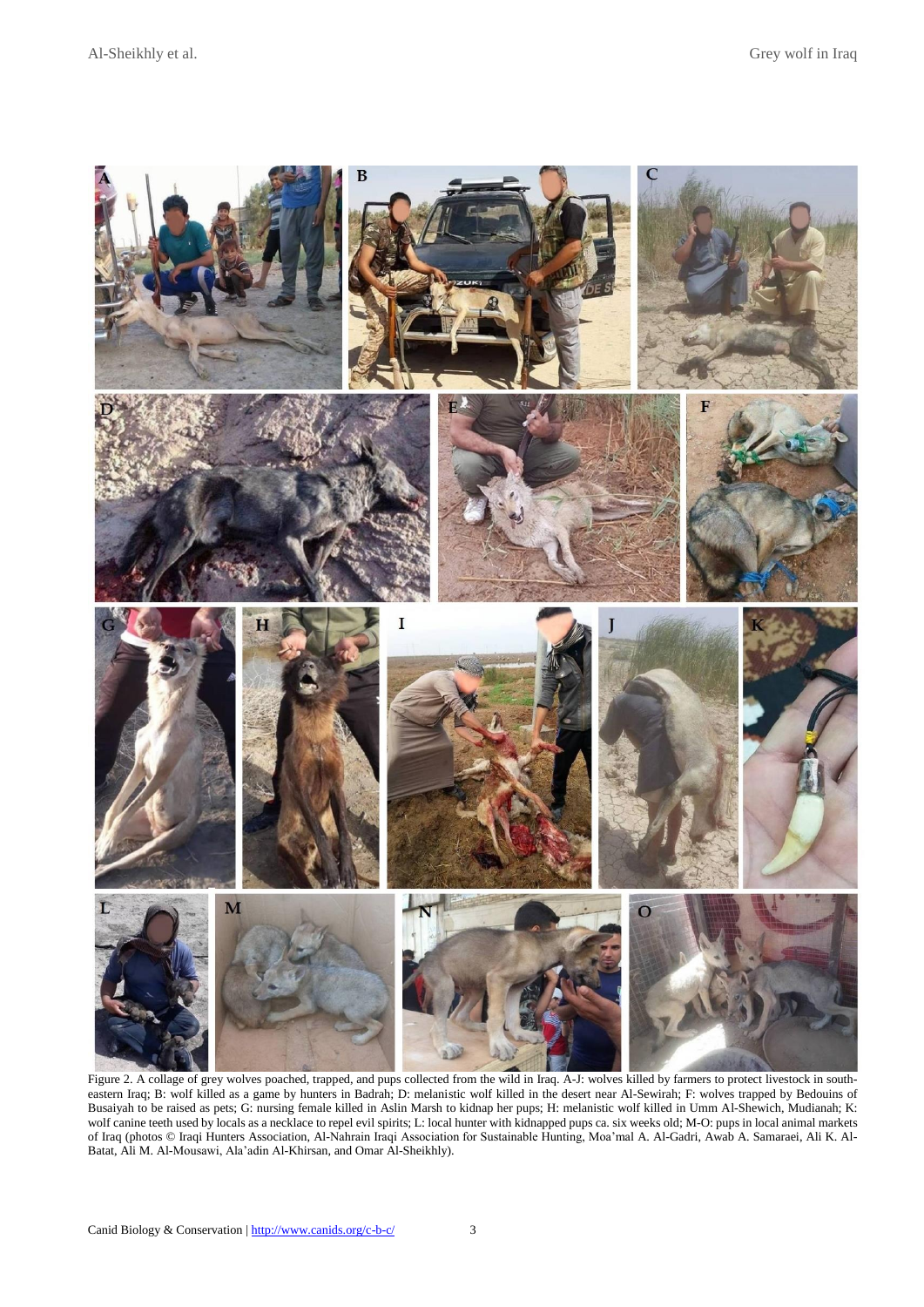Figure 2. A collage of grey wolves poached, trapped, and pups collected from the wild in Iraq. A-J: wolves killed by farmers to protect livestock in south-eastern Iraq; B: wolf killed as a game by hunters in Badrah; D: melanistic wolf killed in the desert near Al-Sewirah; F: wolves trapped by Bedouins of Busaiyah to be raised as pets; G: nursing female killed in Aslin Marsh to kidnap her pups; H: melanistic wolf killed in Umm Al-Shewich, Mudianah; K: wolf canine teeth used by locals as a necklace to repel evil spirits; L: local hunter with kidnapped pups ca. six weeks old; M-O: pups in local animal markets of Iraq (photos © Iraqi Hunters Association, Al-Nahrain Iraqi Association for Sustainable Hunting, Moa'mal A. Al-Gadri, Awab A. Samaraei, Ali K. Al-Batat, Ali M. Al-Mousawi, Ala'adin Al-Khirsan, and Omar Al-Sheikhly).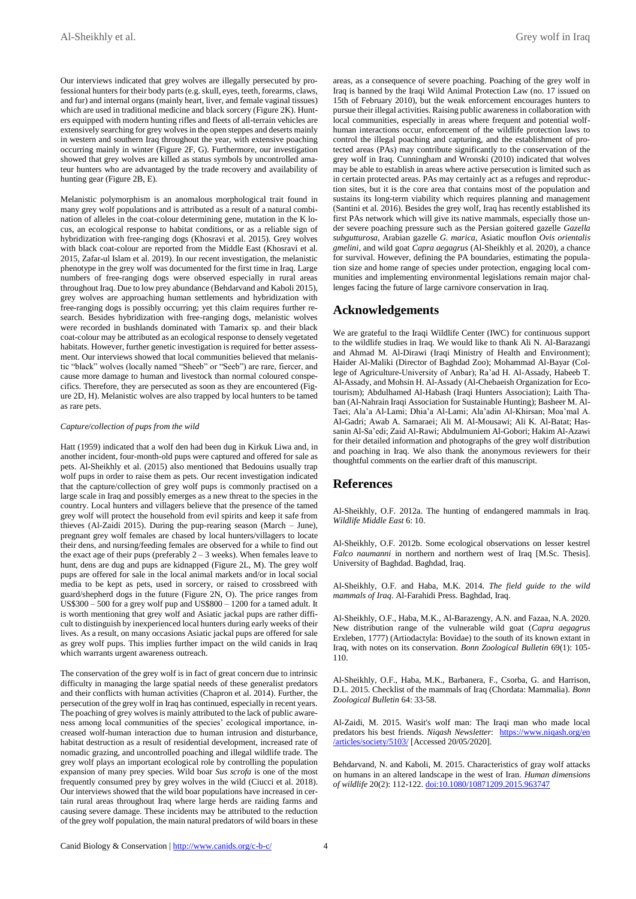Our interviews indicated that grey wolves are illegally persecuted by professional hunters for their body parts (e.g. skull, eyes, teeth, forearms, claws, and fur) and internal organs (mainly heart, liver, and female vaginal tissues) which are used in traditional medicine and black sorcery (Figure 2K). Hunters equipped with modern hunting rifles and fleets of all-terrain vehicles are extensively searching for grey wolves in the open steppes and deserts mainly in western and southern Iraq throughout the year, with extensive poaching occurring mainly in winter (Figure 2F, G). Furthermore, our investigation showed that grey wolves are killed as status symbols by uncontrolled amateur hunters who are advantaged by the trade recovery and availability of hunting gear (Figure 2B, E).

Melanistic polymorphism is an anomalous morphological trait found in many grey wolf populations and is attributed as a result of a natural combination of alleles in the coat-colour determining gene, mutation in the K locus, an ecological response to habitat conditions, or as a reliable sign of hybridization with free-ranging dogs (Khosravi et al. 2015). Grey wolves with black coat-colour are reported from the Middle East (Khosravi et al. 2015, Zafar-ul Islam et al. 2019). In our recent investigation, the melanistic phenotype in the grey wolf was documented for the first time in Iraq. Large numbers of free-ranging dogs were observed especially in rural areas throughout Iraq. Due to low prey abundance (Behdarvand and Kaboli 2015), grey wolves are approaching human settlements and hybridization with free-ranging dogs is possibly occurring; yet this claim requires further research. Besides hybridization with free-ranging dogs, melanistic wolves were recorded in bushlands dominated with Tamarix sp. and their black coat-colour may be attributed as an ecological response to densely vegetated habitats. However, further genetic investigation is required for better assessment. Our interviews showed that local communities believed that melanistic "black" wolves (locally named "Sheeb" or "Seeb") are rare, fiercer, and cause more damage to human and livestock than normal coloured conspecifics. Therefore, they are persecuted as soon as they are encountered (Figure 2D, H). Melanistic wolves are also trapped by local hunters to be tamed as rare pets.

*Capture/collection of pups from the wild*

Hatt (1959) indicated that a wolf den had been dug in Kirkuk Liwa and, in another incident, four-month-old pups were captured and offered for sale as pets. Al-Sheikhly et al. (2015) also mentioned that Bedouins usually trap wolf pups in order to raise them as pets. Our recent investigation indicated that the capture/collection of grey wolf pups is commonly practised on a large scale in Iraq and possibly emerges as a new threat to the species in the country. Local hunters and villagers believe that the presence of the tamed grey wolf will protect the household from evil spirits and keep it safe from thieves (Al-Zaidi 2015). During the pup-rearing season (March – June), pregnant grey wolf females are chased by local hunters/villagers to locate their dens, and nursing/feeding females are observed for a while to find out the exact age of their pups (preferably 2 – 3 weeks). When females leave to hunt, dens are dug and pups are kidnapped (Figure 2L, M). The grey wolf pups are offered for sale in the local animal markets and/or in local social media to be kept as pets, used in sorcery, or raised to crossbreed with guard/shepherd dogs in the future (Figure 2N, O). The price ranges from US$300 – 500 for a grey wolf pup and US$800 – 1200 for a tamed adult. It is worth mentioning that grey wolf and Asiatic jackal pups are rather difficult to distinguish by inexperienced local hunters during early weeks of their lives. As a result, on many occasions Asiatic jackal pups are offered for sale as grey wolf pups. This implies further impact on the wild canids in Iraq which warrants urgent awareness outreach.

The conservation of the grey wolf is in fact of great concern due to intrinsic difficulty in managing the large spatial needs of these generalist predators and their conflicts with human activities (Chapron et al. 2014). Further, the persecution of the grey wolf in Iraq has continued, especially in recent years. The poaching of grey wolves is mainly attributed to the lack of public awareness among local communities of the species' ecological importance, increased wolf-human interaction due to human intrusion and disturbance, habitat destruction as a result of residential development, increased rate of nomadic grazing, and uncontrolled poaching and illegal wildlife trade. The grey wolf plays an important ecological role by controlling the population expansion of many prey species. Wild boar *Sus scrofa* is one of the most frequently consumed prey by grey wolves in the wild (Ciucci et al. 2018). Our interviews showed that the wild boar populations have increased in certain rural areas throughout Iraq where large herds are raiding farms and causing severe damage. These incidents may be attributed to the reduction of the grey wolf population, the main natural predators of wild boars in these areas, as a consequence of severe poaching. Poaching of the grey wolf in Iraq is banned by the Iraqi Wild Animal Protection Law (no. 17 issued on 15th of February 2010), but the weak enforcement encourages hunters to pursue their illegal activities. Raising public awareness in collaboration with local communities, especially in areas where frequent and potential wolf-human interactions occur, enforcement of the wildlife protection laws to control the illegal poaching and capturing, and the establishment of protected areas (PAs) may contribute significantly to the conservation of the grey wolf in Iraq. Cunningham and Wronski (2010) indicated that wolves may be able to establish in areas where active persecution is limited such as in certain protected areas. PAs may certainly act as a refuges and reproduction sites, but it is the core area that contains most of the population and sustains its long-term viability which requires planning and management (Santini et al. 2016). Besides the grey wolf, Iraq has recently established its first PAs network which will give its native mammals, especially those under severe poaching pressure such as the Persian goitered gazelle *Gazella subgutturosa*, Arabian gazelle *G. marica*, Asiatic mouflon *Ovis orientalis gmelini*, and wild goat *Capra aegagrus* (Al-Sheikhly et al. 2020), a chance for survival. However, defining the PA boundaries, estimating the population size and home range of species under protection, engaging local communities and implementing environmental legislations remain major challenges facing the future of large carnivore conservation in Iraq.

## Acknowledgements

We are grateful to the Iraqi Wildlife Center (IWC) for continuous support to the wildlife studies in Iraq. We would like to thank Ali N. Al-Barazangi and Ahmad M. Al-Dirawi (Iraqi Ministry of Health and Environment); Haider Al-Maliki (Director of Baghdad Zoo); Mohammad Al-Bayar (College of Agriculture-University of Anbar); Ra'ad H. Al-Assady, Habeeb T. Al-Assady, and Mohsin H. Al-Assady (Al-Chebaeish Organization for Ecotourism); Abdulhamed Al-Habash (Iraqi Hunters Association); Laith Thaban (Al-Nahrain Iraqi Association for Sustainable Hunting); Basheer M. Al-Taei; Ala'a Al-Lami; Dhia'a Al-Lami; Ala'adin Al-Khirsan; Moa'mal A. Al-Gadri; Awab A. Samaraei; Ali M. Al-Mousawi; Ali K. Al-Batat; Hassanin Al-Sa'edi; Zaid Al-Rawi; Abdulmuniem Al-Gobori; Hakim Al-Azawi for their detailed information and photographs of the grey wolf distribution and poaching in Iraq. We also thank the anonymous reviewers for their thoughtful comments on the earlier draft of this manuscript.

## References

Al-Sheikhly, O.F. 2012a. The hunting of endangered mammals in Iraq. *Wildlife Middle East* 6: 10.

Al-Sheikhly, O.F. 2012b. Some ecological observations on lesser kestrel *Falco naumanni* in northern and northern west of Iraq [M.Sc. Thesis]. University of Baghdad. Baghdad, Iraq.

Al-Sheikhly, O.F. and Haba, M.K. 2014. *The field guide to the wild mammals of Iraq*. Al-Farahidi Press. Baghdad, Iraq.

Al-Sheikhly, O.F., Haba, M.K., Al-Barazengy, A.N. and Fazaa, N.A. 2020. New distribution range of the vulnerable wild goat (*Capra aegagrus* Erxleben, 1777) (Artiodactyla: Bovidae) to the south of its known extent in Iraq, with notes on its conservation. *Bonn Zoological Bulletin* 69(1): 105-110.

Al-Sheikhly, O.F., Haba, M.K., Barbanera, F., Csorba, G. and Harrison, D.L. 2015. Checklist of the mammals of Iraq (Chordata: Mammalia). *Bonn Zoological Bulletin* 64: 33-58.

Al-Zaidi, M. 2015. Wasit's wolf man: The Iraqi man who made local predators his best friends. *Niqash Newsletter*: https://www.niqash.org/en/articles/society/5103/ [Accessed 20/05/2020].

Behdarvand, N. and Kaboli, M. 2015. Characteristics of gray wolf attacks on humans in an altered landscape in the west of Iran. *Human dimensions of wildlife* 20(2): 112-122. doi:10.1080/10871209.2015.963747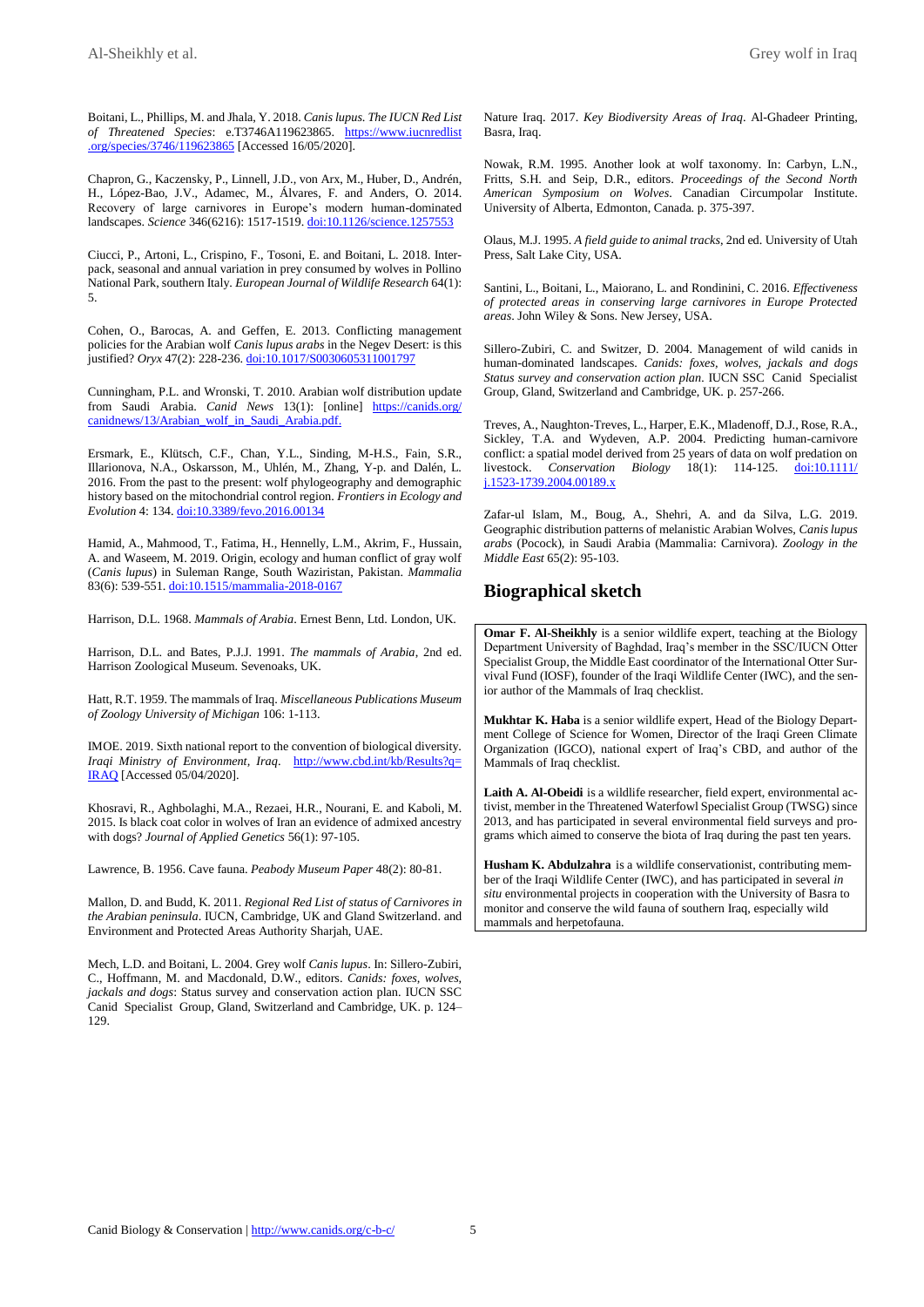Boitani, L., Phillips, M. and Jhala, Y. 2018. *Canis lupus. The IUCN Red List of Threatened Species*: e.T3746A119623865. https://www.iucnredlist.org/species/3746/119623865 [Accessed 16/05/2020].

Chapron, G., Kaczensky, P., Linnell, J.D., von Arx, M., Huber, D., Andrén, H., López-Bao, J.V., Adamec, M., Álvares, F. and Anders, O. 2014. Recovery of large carnivores in Europe's modern human-dominated landscapes. *Science* 346(6216): 1517-1519. doi:10.1126/science.1257553

Ciucci, P., Artoni, L., Crispino, F., Tosoni, E. and Boitani, L. 2018. Inter-pack, seasonal and annual variation in prey consumed by wolves in Pollino National Park, southern Italy. *European Journal of Wildlife Research* 64(1): 5.

Cohen, O., Barocas, A. and Geffen, E. 2013. Conflicting management policies for the Arabian wolf *Canis lupus arabs* in the Negev Desert: is this justified? *Oryx* 47(2): 228-236. doi:10.1017/S0030605311001797

Cunningham, P.L. and Wronski, T. 2010. Arabian wolf distribution update from Saudi Arabia. *Canid News* 13(1): [online] https://canids.org/canidnews/13/Arabian_wolf_in_Saudi_Arabia.pdf.

Ersmark, E., Klütsch, C.F., Chan, Y.L., Sinding, M-H.S., Fain, S.R., Illarionova, N.A., Oskarsson, M., Uhlén, M., Zhang, Y-p. and Dalén, L. 2016. From the past to the present: wolf phylogeography and demographic history based on the mitochondrial control region. *Frontiers in Ecology and Evolution* 4: 134. doi:10.3389/fevo.2016.00134

Hamid, A., Mahmood, T., Fatima, H., Hennelly, L.M., Akrim, F., Hussain, A. and Waseem, M. 2019. Origin, ecology and human conflict of gray wolf (*Canis lupus*) in Suleman Range, South Waziristan, Pakistan. *Mammalia* 83(6): 539-551. doi:10.1515/mammalia-2018-0167

Harrison, D.L. 1968. *Mammals of Arabia*. Ernest Benn, Ltd. London, UK.

Harrison, D.L. and Bates, P.J.J. 1991. *The mammals of Arabia*, 2nd ed. Harrison Zoological Museum. Sevenoaks, UK.

Hatt, R.T. 1959. The mammals of Iraq. *Miscellaneous Publications Museum of Zoology University of Michigan* 106: 1-113.

IMOE. 2019. Sixth national report to the convention of biological diversity. *Iraqi Ministry of Environment, Iraq*. http://www.cbd.int/kb/Results?q=IRAQ [Accessed 05/04/2020].

Khosravi, R., Aghbolaghi, M.A., Rezaei, H.R., Nourani, E. and Kaboli, M. 2015. Is black coat color in wolves of Iran an evidence of admixed ancestry with dogs? *Journal of Applied Genetics* 56(1): 97-105.

Lawrence, B. 1956. Cave fauna. *Peabody Museum Paper* 48(2): 80-81.

Mallon, D. and Budd, K. 2011. *Regional Red List of status of Carnivores in the Arabian peninsula*. IUCN, Cambridge, UK and Gland Switzerland. and Environment and Protected Areas Authority Sharjah, UAE.

Mech, L.D. and Boitani, L. 2004. Grey wolf *Canis lupus*. In: Sillero-Zubiri, C., Hoffmann, M. and Macdonald, D.W., editors. *Canids: foxes, wolves, jackals and dogs*: Status survey and conservation action plan. IUCN SSC Canid Specialist Group, Gland, Switzerland and Cambridge, UK. p. 124–129.

Nature Iraq. 2017. *Key Biodiversity Areas of Iraq*. Al-Ghadeer Printing, Basra, Iraq.

Nowak, R.M. 1995. Another look at wolf taxonomy. In: Carbyn, L.N., Fritts, S.H. and Seip, D.R., editors. *Proceedings of the Second North American Symposium on Wolves*. Canadian Circumpolar Institute. University of Alberta, Edmonton, Canada. p. 375-397.

Olaus, M.J. 1995. *A field guide to animal tracks*, 2nd ed. University of Utah Press, Salt Lake City, USA.

Santini, L., Boitani, L., Maiorano, L. and Rondinini, C. 2016. *Effectiveness of protected areas in conserving large carnivores in Europe Protected areas*. John Wiley & Sons. New Jersey, USA.

Sillero-Zubiri, C. and Switzer, D. 2004. Management of wild canids in human-dominated landscapes. *Canids: foxes, wolves, jackals and dogs Status survey and conservation action plan*. IUCN SSC Canid Specialist Group, Gland, Switzerland and Cambridge, UK. p. 257-266.

Treves, A., Naughton-Treves, L., Harper, E.K., Mladenoff, D.J., Rose, R.A., Sickley, T.A. and Wydeven, A.P. 2004. Predicting human-carnivore conflict: a spatial model derived from 25 years of data on wolf predation on livestock. *Conservation Biology* 18(1): 114-125. doi:10.1111/j.1523-1739.2004.00189.x

Zafar-ul Islam, M., Boug, A., Shehri, A. and da Silva, L.G. 2019. Geographic distribution patterns of melanistic Arabian Wolves, *Canis lupus arabs* (Pocock), in Saudi Arabia (Mammalia: Carnivora). *Zoology in the Middle East* 65(2): 95-103.

## Biographical sketch

**Omar F. Al-Sheikhly** is a senior wildlife expert, teaching at the Biology Department University of Baghdad, Iraq's member in the SSC/IUCN Otter Specialist Group, the Middle East coordinator of the International Otter Survival Fund (IOSF), founder of the Iraqi Wildlife Center (IWC), and the senior author of the Mammals of Iraq checklist.

**Mukhtar K. Haba** is a senior wildlife expert, Head of the Biology Department College of Science for Women, Director of the Iraqi Green Climate Organization (IGCO), national expert of Iraq's CBD, and author of the Mammals of Iraq checklist.

**Laith A. Al-Obeidi** is a wildlife researcher, field expert, environmental activist, member in the Threatened Waterfowl Specialist Group (TWSG) since 2013, and has participated in several environmental field surveys and programs which aimed to conserve the biota of Iraq during the past ten years.

**Husham K. Abdulzahra** is a wildlife conservationist, contributing member of the Iraqi Wildlife Center (IWC), and has participated in several *in situ* environmental projects in cooperation with the University of Basra to monitor and conserve the wild fauna of southern Iraq, especially wild mammals and herpetofauna.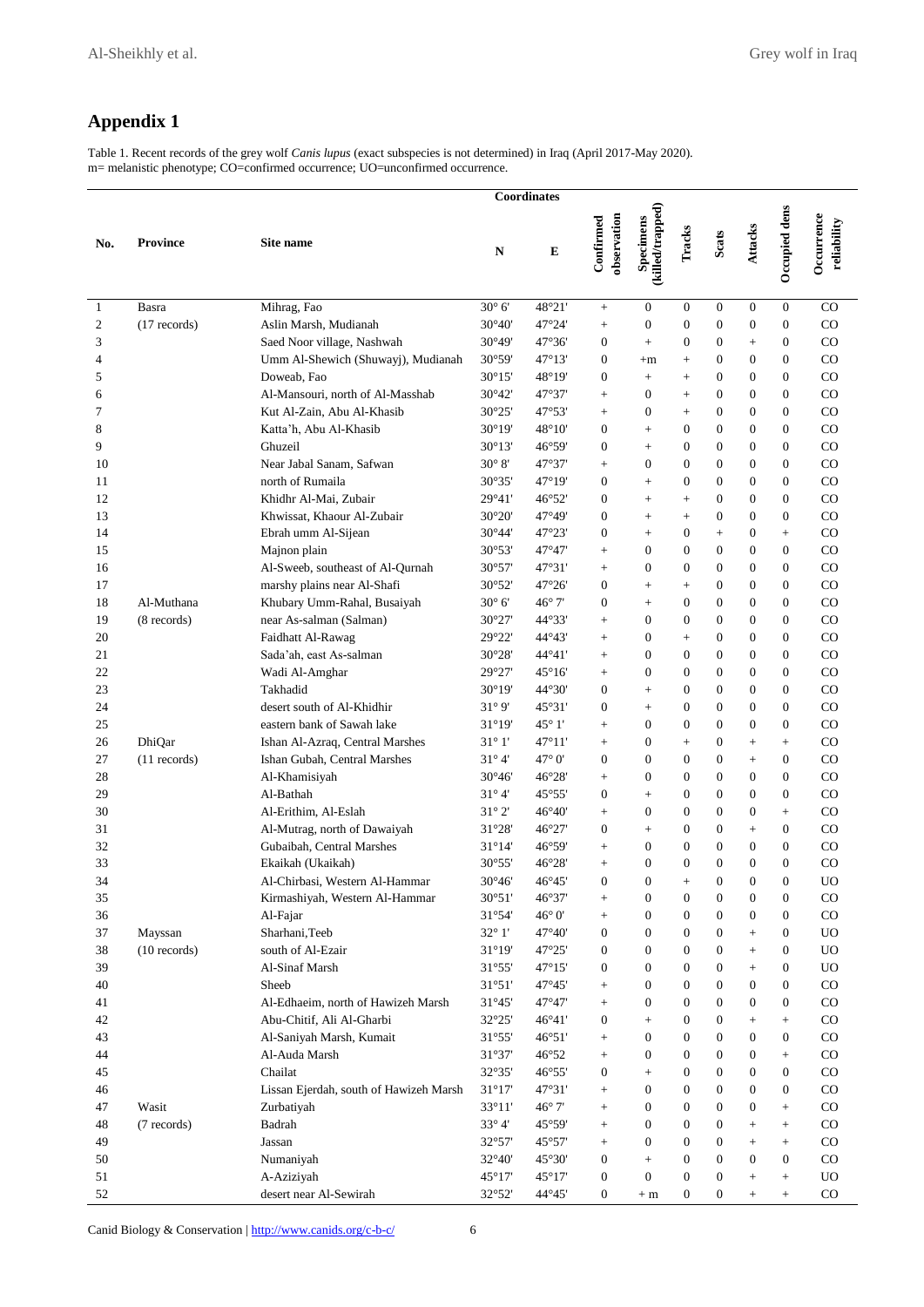## Appendix 1

Table 1. Recent records of the grey wolf *Canis lupus* (exact subspecies is not determined) in Iraq (April 2017-May 2020). m= melanistic phenotype; CO=confirmed occurrence; UO=unconfirmed occurrence.

| No. | Province | Site name | Coordinates N | Coordinates E | Confirmed observation | Specimens (killed/trapped) | Tracks | Scats | Attacks | Occupied dens | Occurrence reliability |
|---|---|---|---|---|---|---|---|---|---|---|---|
| 1 | Basra | Mihrag, Fao | 30° 6' | 48°21' | + | 0 | 0 | 0 | 0 | 0 | CO |
| 2 | (17 records) | Aslin Marsh, Mudianah | 30°40' | 47°24' | + | 0 | 0 | 0 | 0 | 0 | CO |
| 3 | | Saed Noor village, Nashwah | 30°49' | 47°36' | 0 | + | 0 | 0 | + | 0 | CO |
| 4 | | Umm Al-Shewich (Shuwayj), Mudianah | 30°59' | 47°13' | 0 | +m | + | 0 | 0 | 0 | CO |
| 5 | | Doweab, Fao | 30°15' | 48°19' | 0 | + | + | 0 | 0 | 0 | CO |
| 6 | | Al-Mansouri, north of Al-Masshab | 30°42' | 47°37' | + | 0 | + | 0 | 0 | 0 | CO |
| 7 | | Kut Al-Zain, Abu Al-Khasib | 30°25' | 47°53' | + | 0 | + | 0 | 0 | 0 | CO |
| 8 | | Katta'h, Abu Al-Khasib | 30°19' | 48°10' | 0 | + | 0 | 0 | 0 | 0 | CO |
| 9 | | Ghuzeil | 30°13' | 46°59' | 0 | + | 0 | 0 | 0 | 0 | CO |
| 10 | | Near Jabal Sanam, Safwan | 30° 8' | 47°37' | + | 0 | 0 | 0 | 0 | 0 | CO |
| 11 | | north of Rumaila | 30°35' | 47°19' | 0 | + | 0 | 0 | 0 | 0 | CO |
| 12 | | Khidhr Al-Mai, Zubair | 29°41' | 46°52' | 0 | + | + | 0 | 0 | 0 | CO |
| 13 | | Khwissat, Khaour Al-Zubair | 30°20' | 47°49' | 0 | + | + | 0 | 0 | 0 | CO |
| 14 | | Ebrah umm Al-Sijean | 30°44' | 47°23' | 0 | + | 0 | + | 0 | + | CO |
| 15 | | Majnon plain | 30°53' | 47°47' | + | 0 | 0 | 0 | 0 | 0 | CO |
| 16 | | Al-Sweeb, southeast of Al-Qurnah | 30°57' | 47°31' | + | 0 | 0 | 0 | 0 | 0 | CO |
| 17 | | marshy plains near Al-Shafi | 30°52' | 47°26' | 0 | + | + | 0 | 0 | 0 | CO |
| 18 | Al-Muthana | Khubary Umm-Rahal, Busaiyah | 30° 6' | 46° 7' | 0 | + | 0 | 0 | 0 | 0 | CO |
| 19 | (8 records) | near As-salman (Salman) | 30°27' | 44°33' | + | 0 | 0 | 0 | 0 | 0 | CO |
| 20 | | Faidhatt Al-Rawag | 29°22' | 44°43' | + | 0 | + | 0 | 0 | 0 | CO |
| 21 | | Sada'ah, east As-salman | 30°28' | 44°41' | + | 0 | 0 | 0 | 0 | 0 | CO |
| 22 | | Wadi Al-Amghar | 29°27' | 45°16' | + | 0 | 0 | 0 | 0 | 0 | CO |
| 23 | | Takhadid | 30°19' | 44°30' | 0 | + | 0 | 0 | 0 | 0 | CO |
| 24 | | desert south of Al-Khidhir | 31° 9' | 45°31' | 0 | + | 0 | 0 | 0 | 0 | CO |
| 25 | | eastern bank of Sawah lake | 31°19' | 45° 1' | + | 0 | 0 | 0 | 0 | 0 | CO |
| 26 | DhiQar | Ishan Al-Azraq, Central Marshes | 31° 1' | 47°11' | + | 0 | + | 0 | + | + | CO |
| 27 | (11 records) | Ishan Gubah, Central Marshes | 31° 4' | 47° 0' | 0 | 0 | 0 | 0 | + | 0 | CO |
| 28 | | Al-Khamisiyah | 30°46' | 46°28' | + | 0 | 0 | 0 | 0 | 0 | CO |
| 29 | | Al-Bathah | 31° 4' | 45°55' | 0 | + | 0 | 0 | 0 | 0 | CO |
| 30 | | Al-Erithim, Al-Eslah | 31° 2' | 46°40' | + | 0 | 0 | 0 | 0 | + | CO |
| 31 | | Al-Mutrag, north of Dawaiyah | 31°28' | 46°27' | 0 | + | 0 | 0 | + | 0 | CO |
| 32 | | Gubaibah, Central Marshes | 31°14' | 46°59' | + | 0 | 0 | 0 | 0 | 0 | CO |
| 33 | | Ekaikah (Ukaikah) | 30°55' | 46°28' | + | 0 | 0 | 0 | 0 | 0 | CO |
| 34 | | Al-Chirbasi, Western Al-Hammar | 30°46' | 46°45' | 0 | 0 | + | 0 | 0 | 0 | UO |
| 35 | | Kirmashiyah, Western Al-Hammar | 30°51' | 46°37' | + | 0 | 0 | 0 | 0 | 0 | CO |
| 36 | | Al-Fajar | 31°54' | 46° 0' | + | 0 | 0 | 0 | 0 | 0 | CO |
| 37 | Mayssan | Sharhani,Teeb | 32° 1' | 47°40' | 0 | 0 | 0 | 0 | + | 0 | UO |
| 38 | (10 records) | south of Al-Ezair | 31°19' | 47°25' | 0 | 0 | 0 | 0 | + | 0 | UO |
| 39 | | Al-Sinaf Marsh | 31°55' | 47°15' | 0 | 0 | 0 | 0 | + | 0 | UO |
| 40 | | Sheeb | 31°51' | 47°45' | + | 0 | 0 | 0 | 0 | 0 | CO |
| 41 | | Al-Edhaeim, north of Hawizeh Marsh | 31°45' | 47°47' | + | 0 | 0 | 0 | 0 | 0 | CO |
| 42 | | Abu-Chitif, Ali Al-Gharbi | 32°25' | 46°41' | 0 | + | 0 | 0 | + | + | CO |
| 43 | | Al-Saniyah Marsh, Kumait | 31°55' | 46°51' | + | 0 | 0 | 0 | 0 | 0 | CO |
| 44 | | Al-Auda Marsh | 31°37' | 46°52 | + | 0 | 0 | 0 | 0 | + | CO |
| 45 | | Chailat | 32°35' | 46°55' | 0 | + | 0 | 0 | 0 | 0 | CO |
| 46 | | Lissan Ejerdah, south of Hawizeh Marsh | 31°17' | 47°31' | + | 0 | 0 | 0 | 0 | 0 | CO |
| 47 | Wasit | Zurbatiyah | 33°11' | 46° 7' | + | 0 | 0 | 0 | 0 | + | CO |
| 48 | (7 records) | Badrah | 33° 4' | 45°59' | + | 0 | 0 | 0 | + | + | CO |
| 49 | | Jassan | 32°57' | 45°57' | + | 0 | 0 | 0 | + | + | CO |
| 50 | | Numaniyah | 32°40' | 45°30' | 0 | + | 0 | 0 | 0 | 0 | CO |
| 51 | | A-Aziziyah | 45°17' | 45°17' | 0 | 0 | 0 | 0 | + | + | UO |
| 52 | | desert near Al-Sewirah | 32°52' | 44°45' | 0 | + m | 0 | 0 | + | + | CO |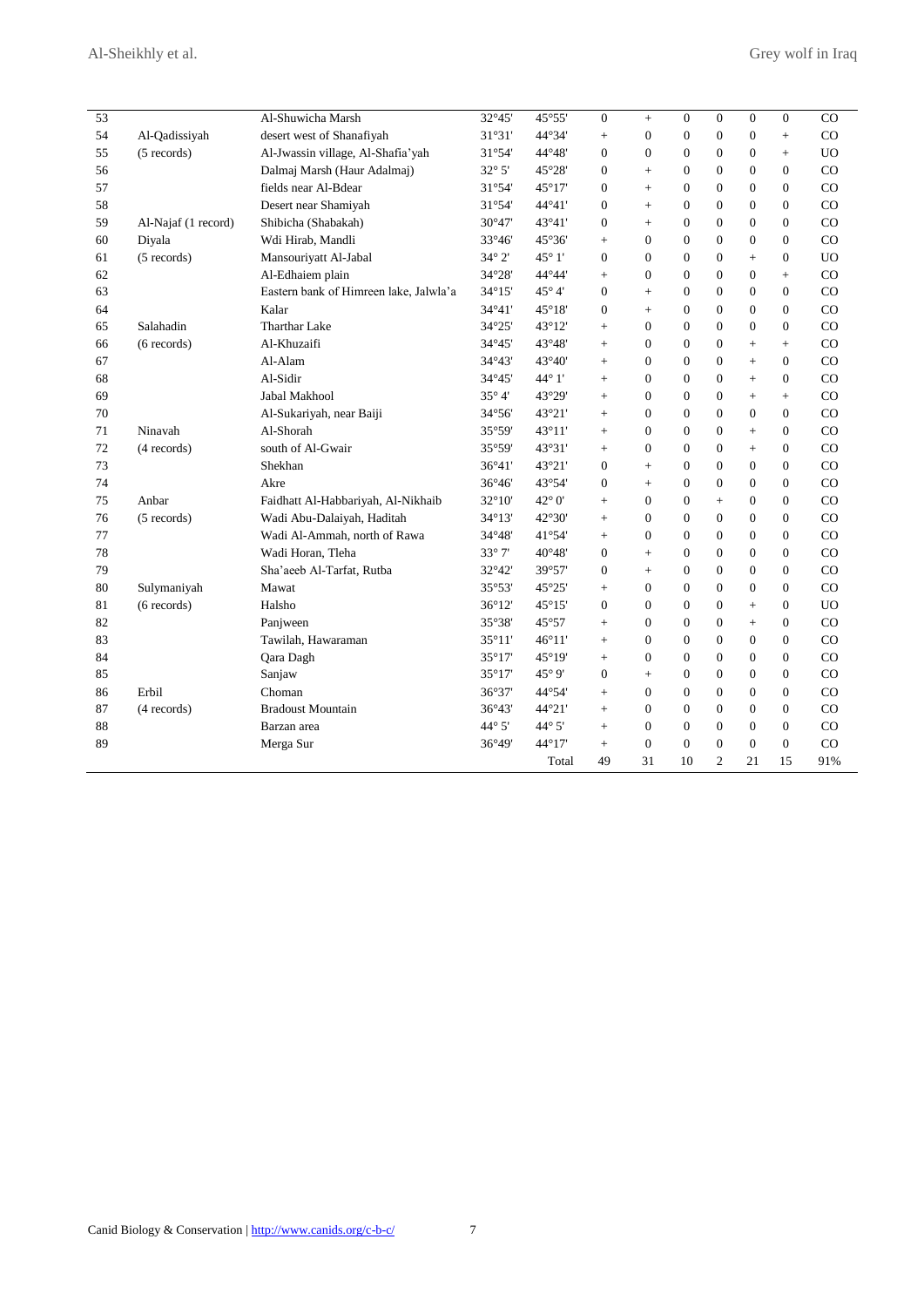| | | | | | | | | | | | | |
|---|---|---|---|---|---|---|---|---|---|---|---|---|
| 53 | | Al-Shuwicha Marsh | 32°45' | 45°55' | 0 | + | 0 | 0 | 0 | 0 | CO |
| 54 | Al-Qadissiyah | desert west of Shanafiyah | 31°31' | 44°34' | + | 0 | 0 | 0 | 0 | + | CO |
| 55 | (5 records) | Al-Jwassin village, Al-Shafia'yah | 31°54' | 44°48' | 0 | 0 | 0 | 0 | 0 | + | UO |
| 56 | | Dalmaj Marsh (Haur Adalmaj) | 32° 5' | 45°28' | 0 | + | 0 | 0 | 0 | 0 | CO |
| 57 | | fields near Al-Bdear | 31°54' | 45°17' | 0 | + | 0 | 0 | 0 | 0 | CO |
| 58 | | Desert near Shamiyah | 31°54' | 44°41' | 0 | + | 0 | 0 | 0 | 0 | CO |
| 59 | Al-Najaf (1 record) | Shibicha (Shabakah) | 30°47' | 43°41' | 0 | + | 0 | 0 | 0 | 0 | CO |
| 60 | Diyala | Wdi Hirab, Mandli | 33°46' | 45°36' | + | 0 | 0 | 0 | 0 | 0 | CO |
| 61 | (5 records) | Mansouriyatt Al-Jabal | 34° 2' | 45° 1' | 0 | 0 | 0 | 0 | + | 0 | UO |
| 62 | | Al-Edhaiem plain | 34°28' | 44°44' | + | 0 | 0 | 0 | 0 | + | CO |
| 63 | | Eastern bank of Himreen lake, Jalwla'a | 34°15' | 45° 4' | 0 | + | 0 | 0 | 0 | 0 | CO |
| 64 | | Kalar | 34°41' | 45°18' | 0 | + | 0 | 0 | 0 | 0 | CO |
| 65 | Salahadin | Tharthar Lake | 34°25' | 43°12' | + | 0 | 0 | 0 | 0 | 0 | CO |
| 66 | (6 records) | Al-Khuzaifi | 34°45' | 43°48' | + | 0 | 0 | 0 | + | + | CO |
| 67 | | Al-Alam | 34°43' | 43°40' | + | 0 | 0 | 0 | + | 0 | CO |
| 68 | | Al-Sidir | 34°45' | 44° 1' | + | 0 | 0 | 0 | + | 0 | CO |
| 69 | | Jabal Makhool | 35° 4' | 43°29' | + | 0 | 0 | 0 | + | + | CO |
| 70 | | Al-Sukariyah, near Baiji | 34°56' | 43°21' | + | 0 | 0 | 0 | 0 | 0 | CO |
| 71 | Ninavah | Al-Shorah | 35°59' | 43°11' | + | 0 | 0 | 0 | + | 0 | CO |
| 72 | (4 records) | south of Al-Gwair | 35°59' | 43°31' | + | 0 | 0 | 0 | + | 0 | CO |
| 73 | | Shekhan | 36°41' | 43°21' | 0 | + | 0 | 0 | 0 | 0 | CO |
| 74 | | Akre | 36°46' | 43°54' | 0 | + | 0 | 0 | 0 | 0 | CO |
| 75 | Anbar | Faidhatt Al-Habbariyah, Al-Nikhaib | 32°10' | 42° 0' | + | 0 | 0 | + | 0 | 0 | CO |
| 76 | (5 records) | Wadi Abu-Dalaiyah, Haditah | 34°13' | 42°30' | + | 0 | 0 | 0 | 0 | 0 | CO |
| 77 | | Wadi Al-Ammah, north of Rawa | 34°48' | 41°54' | + | 0 | 0 | 0 | 0 | 0 | CO |
| 78 | | Wadi Horan, Tleha | 33° 7' | 40°48' | 0 | + | 0 | 0 | 0 | 0 | CO |
| 79 | | Sha'aeeb Al-Tarfat, Rutba | 32°42' | 39°57' | 0 | + | 0 | 0 | 0 | 0 | CO |
| 80 | Sulymaniyah | Mawat | 35°53' | 45°25' | + | 0 | 0 | 0 | 0 | 0 | CO |
| 81 | (6 records) | Halsho | 36°12' | 45°15' | 0 | 0 | 0 | 0 | + | 0 | UO |
| 82 | | Panjween | 35°38' | 45°57 | + | 0 | 0 | 0 | + | 0 | CO |
| 83 | | Tawilah, Hawaraman | 35°11' | 46°11' | + | 0 | 0 | 0 | 0 | 0 | CO |
| 84 | | Qara Dagh | 35°17' | 45°19' | + | 0 | 0 | 0 | 0 | 0 | CO |
| 85 | | Sanjaw | 35°17' | 45° 9' | 0 | + | 0 | 0 | 0 | 0 | CO |
| 86 | Erbil | Choman | 36°37' | 44°54' | + | 0 | 0 | 0 | 0 | 0 | CO |
| 87 | (4 records) | Bradoust Mountain | 36°43' | 44°21' | + | 0 | 0 | 0 | 0 | 0 | CO |
| 88 | | Barzan area | 44° 5' | 44° 5' | + | 0 | 0 | 0 | 0 | 0 | CO |
| 89 | | Merga Sur | 36°49' | 44°17' | + | 0 | 0 | 0 | 0 | 0 | CO |
| | | | | Total | 49 | 31 | 10 | 2 | 21 | 15 | 91% |